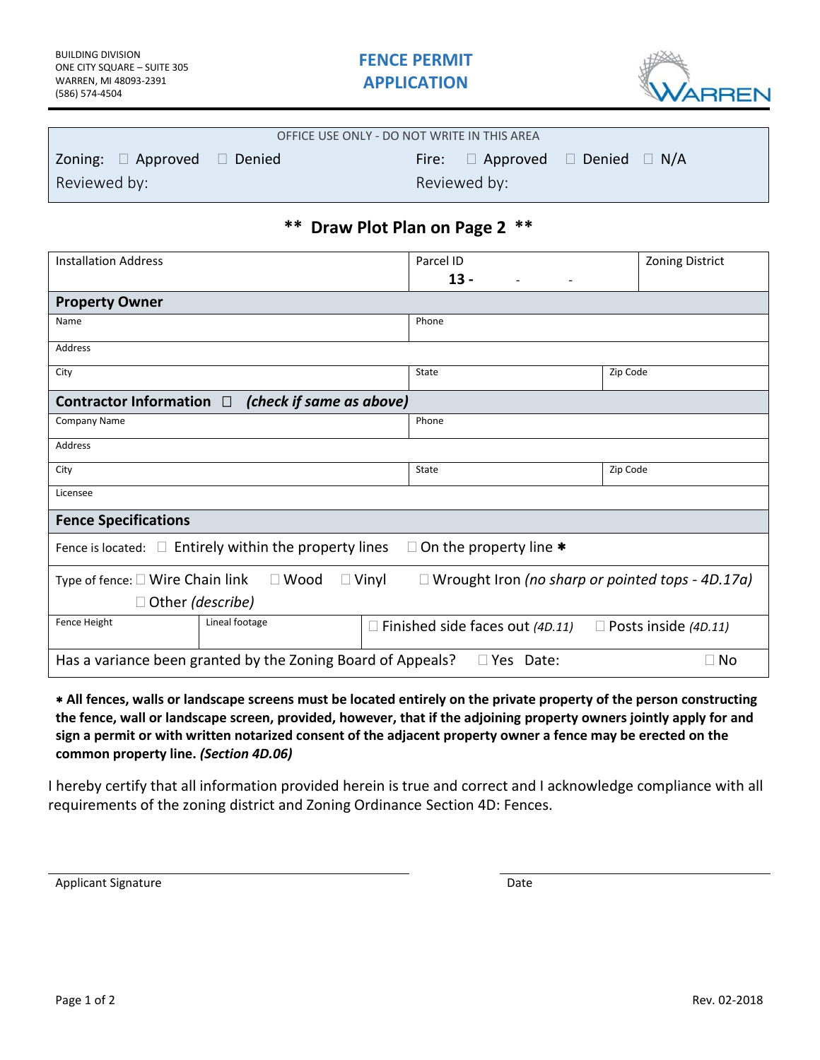BUILDING DIVISION
ONE CITY SQUARE – SUITE 305
WARREN, MI 48093-2391
(586) 574-4504

# FENCE PERMIT APPLICATION

WARREN

| OFFICE USE ONLY - DO NOT WRITE IN THIS AREA | |
|---|---|
| Zoning: ☐ Approved ☐ Denied | Fire: ☐ Approved ☐ Denied ☐ N/A |
| Reviewed by: | Reviewed by: |

## ** Draw Plot Plan on Page 2 **

| Installation Address | Parcel ID 13 - - - | Zoning District |
|---|---|---|

**Property Owner**

| Name | Phone | |
|---|---|---|
| Address | | |
| City | State | Zip Code |

**Contractor Information** ☐ ***(check if same as above)***

| Company Name | Phone | |
|---|---|---|
| Address | | |
| City | State | Zip Code |
| Licensee | | |

**Fence Specifications**

Fence is located: ☐ Entirely within the property lines ☐ On the property line ✱

Type of fence: ☐ Wire Chain link ☐ Wood ☐ Vinyl ☐ Wrought Iron *(no sharp or pointed tops - 4D.17a)* ☐ Other *(describe)*

| Fence Height | Lineal footage | ☐ Finished side faces out *(4D.11)* ☐ Posts inside *(4D.11)* |
|---|---|---|

Has a variance been granted by the Zoning Board of Appeals? ☐ Yes Date: ☐ No

**✱ All fences, walls or landscape screens must be located entirely on the private property of the person constructing the fence, wall or landscape screen, provided, however, that if the adjoining property owners jointly apply for and sign a permit or with written notarized consent of the adjacent property owner a fence may be erected on the common property line. *(Section 4D.06)***

I hereby certify that all information provided herein is true and correct and I acknowledge compliance with all requirements of the zoning district and Zoning Ordinance Section 4D: Fences.

Applicant Signature ______________________ Date ______________

Rev. 02-2018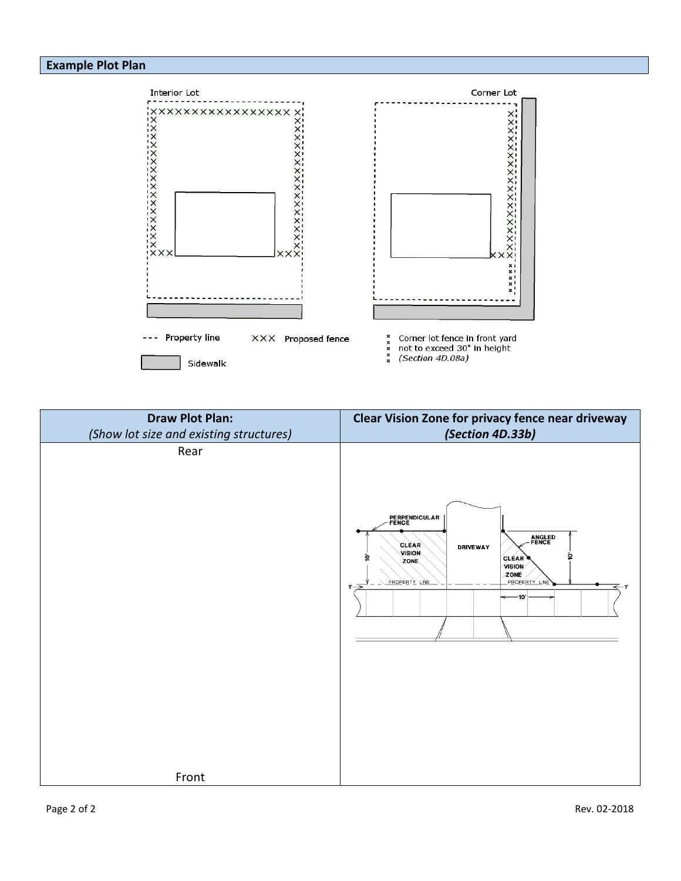## Example Plot Plan

Interior Lot

Corner Lot

--- Property line

XXX Proposed fence

Sidewalk

x Corner lot fence in front yard not to exceed 30" in height *(Section 4D.08a)*

| **Draw Plot Plan:** *(Show lot size and existing structures)* | **Clear Vision Zone for privacy fence near driveway** ***(Section 4D.33b)*** |
|---|---|
| Rear<br><br><br><br><br>Front | PERPENDICULAR FENCE<br>CLEAR VISION ZONE<br>DRIVEWAY<br>ANGLED FENCE<br>CLEAR VISION ZONE<br>10'<br>10'<br>PROPERTY LINE<br>PROPERTY LINE<br>1'<br>1'<br>10' |